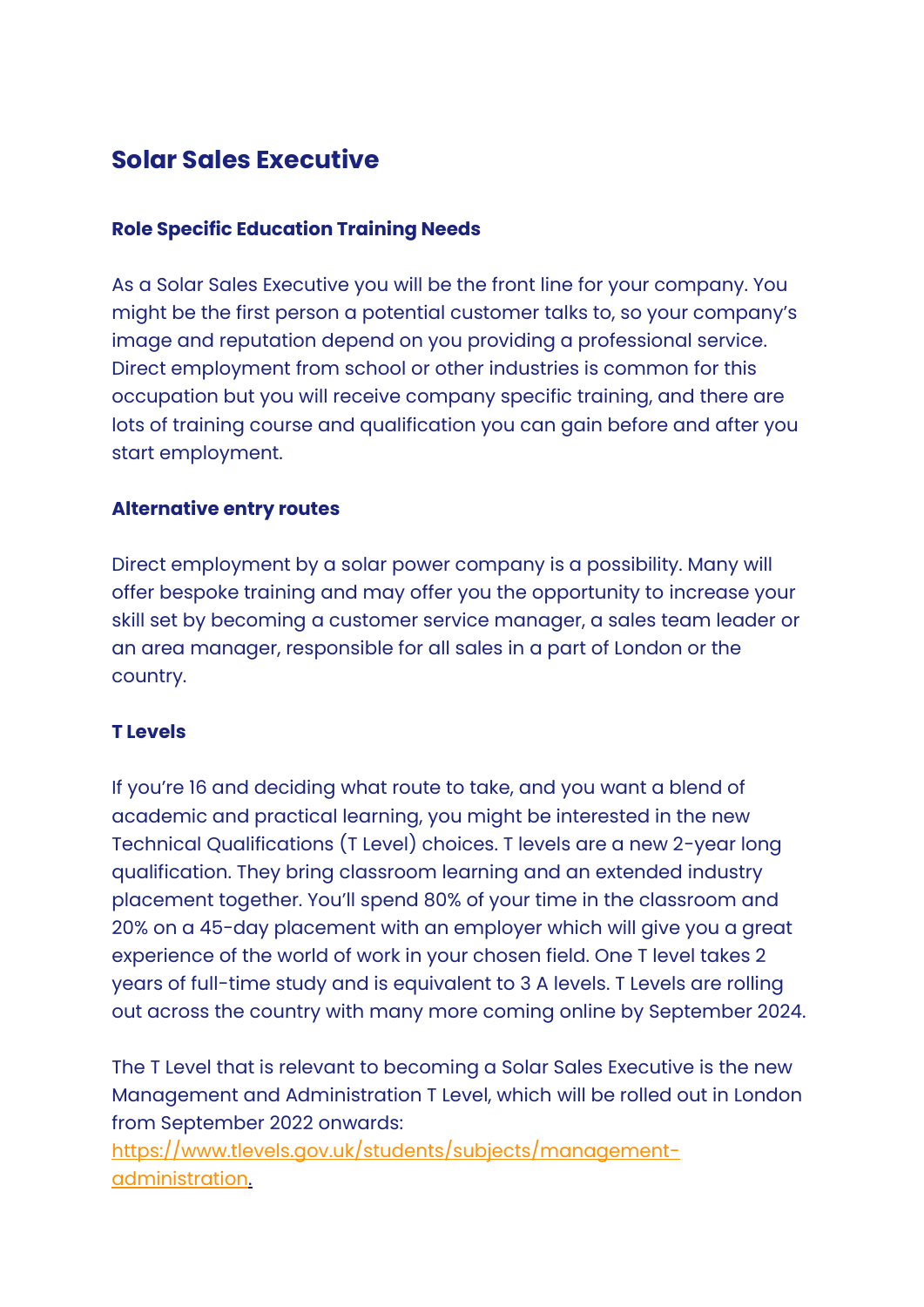# Solar Sales Executive

### Role Specific Education Training Needs

As a Solar Sales Executive you will be the front line for your company. You might be the first person a potential customer talks to, so your company's image and reputation depend on you providing a professional service. Direct employment from school or other industries is common for this occupation but you will receive company specific training, and there are lots of training course and qualification you can gain before and after you start employment.

### Alternative entry routes

Direct employment by a solar power company is a possibility. Many will offer bespoke training and may offer you the opportunity to increase your skill set by becoming a customer service manager, a sales team leader or an area manager, responsible for all sales in a part of London or the country.

### T Levels

If you're 16 and deciding what route to take, and you want a blend of academic and practical learning, you might be interested in the new Technical Qualifications (T Level) choices. T levels are a new 2-year long qualification. They bring classroom learning and an extended industry placement together. You'll spend 80% of your time in the classroom and 20% on a 45-day placement with an employer which will give you a great experience of the world of work in your chosen field. One T level takes 2 years of full-time study and is equivalent to 3 A levels. T Levels are rolling out across the country with many more coming online by September 2024.

The T Level that is relevant to becoming a Solar Sales Executive is the new Management and Administration T Level, which will be rolled out in London from September 2022 onwards: [https://www.tlevels.gov.uk/students/subjects/management-administration](https://www.tlevels.gov.uk/students/subjects/management-administration).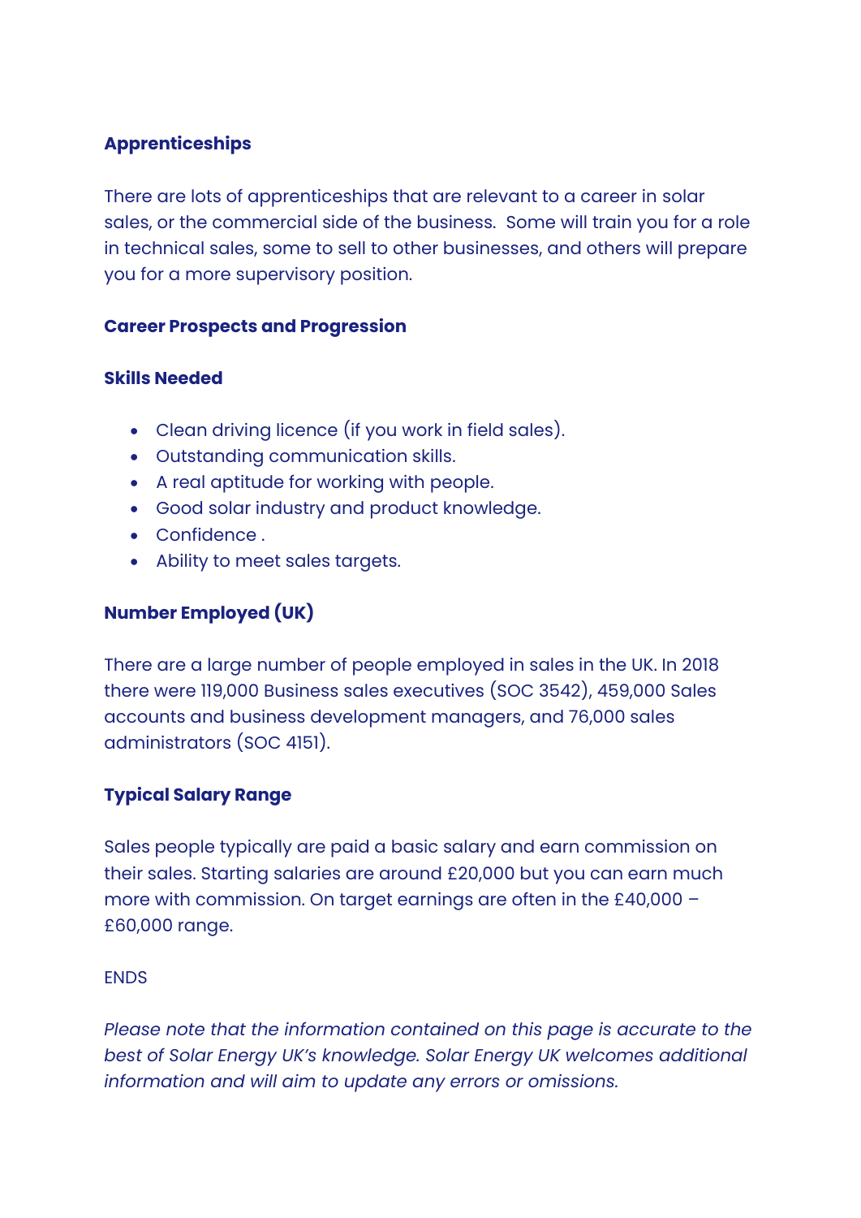**Apprenticeships**

There are lots of apprenticeships that are relevant to a career in solar sales, or the commercial side of the business.  Some will train you for a role in technical sales, some to sell to other businesses, and others will prepare you for a more supervisory position.

**Career Prospects and Progression**

**Skills Needed**

- Clean driving licence (if you work in field sales).
- Outstanding communication skills.
- A real aptitude for working with people.
- Good solar industry and product knowledge.
- Confidence .
- Ability to meet sales targets.

**Number Employed (UK)**

There are a large number of people employed in sales in the UK. In 2018 there were 119,000 Business sales executives (SOC 3542), 459,000 Sales accounts and business development managers, and 76,000 sales administrators (SOC 4151).

**Typical Salary Range**

Sales people typically are paid a basic salary and earn commission on their sales. Starting salaries are around £20,000 but you can earn much more with commission. On target earnings are often in the £40,000 – £60,000 range.

ENDS

*Please note that the information contained on this page is accurate to the best of Solar Energy UK's knowledge. Solar Energy UK welcomes additional information and will aim to update any errors or omissions.*